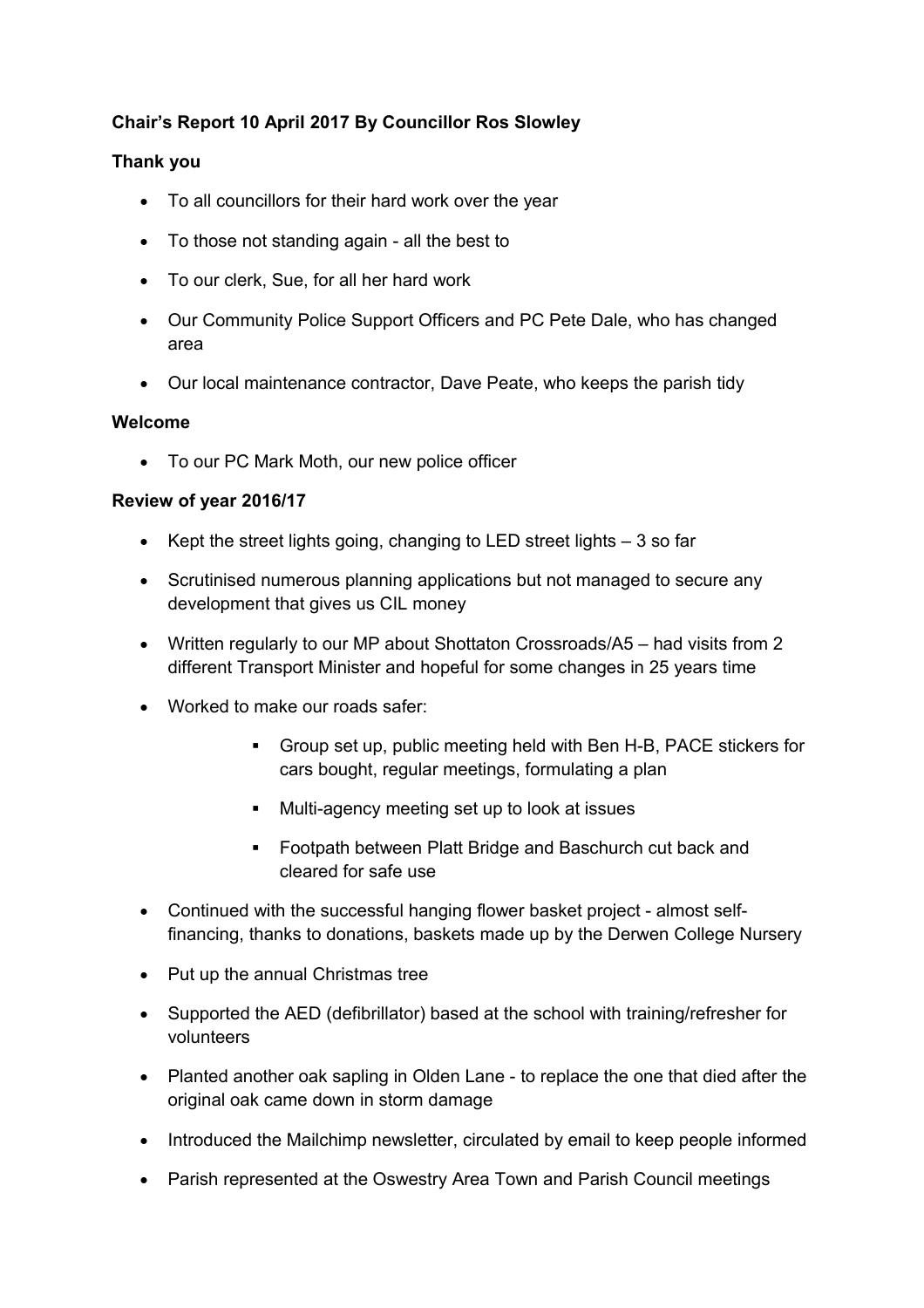**Chair's Report 10 April 2017 By Councillor Ros Slowley**

**Thank you**

- To all councillors for their hard work over the year
- To those not standing again - all the best to
- To our clerk, Sue, for all her hard work
- Our Community Police Support Officers and PC Pete Dale, who has changed area
- Our local maintenance contractor, Dave Peate, who keeps the parish tidy

**Welcome**

- To our PC Mark Moth, our new police officer

**Review of year 2016/17**

- Kept the street lights going, changing to LED street lights – 3 so far
- Scrutinised numerous planning applications but not managed to secure any development that gives us CIL money
- Written regularly to our MP about Shottaton Crossroads/A5 – had visits from 2 different Transport Minister and hopeful for some changes in 25 years time
- Worked to make our roads safer:
    - Group set up, public meeting held with Ben H-B, PACE stickers for cars bought, regular meetings, formulating a plan
    - Multi-agency meeting set up to look at issues
    - Footpath between Platt Bridge and Baschurch cut back and cleared for safe use
- Continued with the successful hanging flower basket project - almost self-financing, thanks to donations, baskets made up by the Derwen College Nursery
- Put up the annual Christmas tree
- Supported the AED (defibrillator) based at the school with training/refresher for volunteers
- Planted another oak sapling in Olden Lane - to replace the one that died after the original oak came down in storm damage
- Introduced the Mailchimp newsletter, circulated by email to keep people informed
- Parish represented at the Oswestry Area Town and Parish Council meetings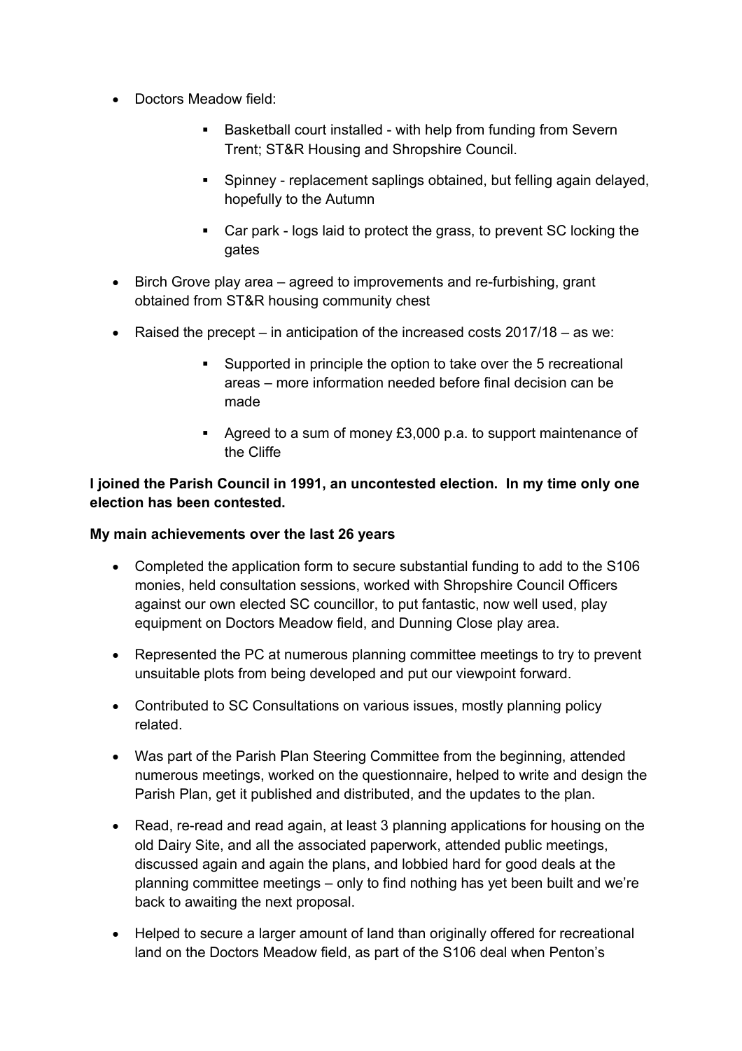- Doctors Meadow field:
    - Basketball court installed - with help from funding from Severn Trent; ST&R Housing and Shropshire Council.
    - Spinney - replacement saplings obtained, but felling again delayed, hopefully to the Autumn
    - Car park - logs laid to protect the grass, to prevent SC locking the gates
- Birch Grove play area – agreed to improvements and re-furbishing, grant obtained from ST&R housing community chest
- Raised the precept – in anticipation of the increased costs 2017/18 – as we:
    - Supported in principle the option to take over the 5 recreational areas – more information needed before final decision can be made
    - Agreed to a sum of money £3,000 p.a. to support maintenance of the Cliffe

**I joined the Parish Council in 1991, an uncontested election. In my time only one election has been contested.**

**My main achievements over the last 26 years**

- Completed the application form to secure substantial funding to add to the S106 monies, held consultation sessions, worked with Shropshire Council Officers against our own elected SC councillor, to put fantastic, now well used, play equipment on Doctors Meadow field, and Dunning Close play area.
- Represented the PC at numerous planning committee meetings to try to prevent unsuitable plots from being developed and put our viewpoint forward.
- Contributed to SC Consultations on various issues, mostly planning policy related.
- Was part of the Parish Plan Steering Committee from the beginning, attended numerous meetings, worked on the questionnaire, helped to write and design the Parish Plan, get it published and distributed, and the updates to the plan.
- Read, re-read and read again, at least 3 planning applications for housing on the old Dairy Site, and all the associated paperwork, attended public meetings, discussed again and again the plans, and lobbied hard for good deals at the planning committee meetings – only to find nothing has yet been built and we're back to awaiting the next proposal.
- Helped to secure a larger amount of land than originally offered for recreational land on the Doctors Meadow field, as part of the S106 deal when Penton's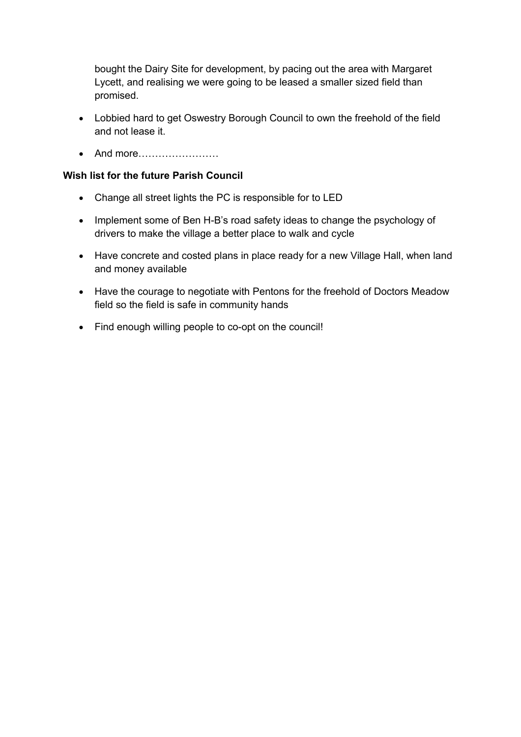bought the Dairy Site for development, by pacing out the area with Margaret Lycett, and realising we were going to be leased a smaller sized field than promised.

- Lobbied hard to get Oswestry Borough Council to own the freehold of the field and not lease it.
- And more……………………

**Wish list for the future Parish Council**

- Change all street lights the PC is responsible for to LED
- Implement some of Ben H-B's road safety ideas to change the psychology of drivers to make the village a better place to walk and cycle
- Have concrete and costed plans in place ready for a new Village Hall, when land and money available
- Have the courage to negotiate with Pentons for the freehold of Doctors Meadow field so the field is safe in community hands
- Find enough willing people to co-opt on the council!